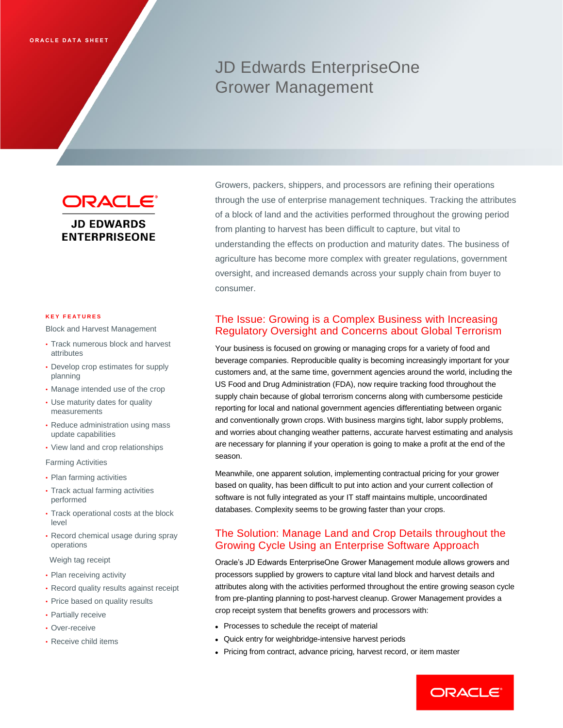ORACLE DATA SHEET

# JD Edwards EnterpriseOne Grower Management

ORACLE
JD EDWARDS ENTERPRISEONE

Growers, packers, shippers, and processors are refining their operations through the use of enterprise management techniques. Tracking the attributes of a block of land and the activities performed throughout the growing period from planting to harvest has been difficult to capture, but vital to understanding the effects on production and maturity dates. The business of agriculture has become more complex with greater regulations, government oversight, and increased demands across your supply chain from buyer to consumer.

## The Issue: Growing is a Complex Business with Increasing Regulatory Oversight and Concerns about Global Terrorism

Your business is focused on growing or managing crops for a variety of food and beverage companies. Reproducible quality is becoming increasingly important for your customers and, at the same time, government agencies around the world, including the US Food and Drug Administration (FDA), now require tracking food throughout the supply chain because of global terrorism concerns along with cumbersome pesticide reporting for local and national government agencies differentiating between organic and conventionally grown crops. With business margins tight, labor supply problems, and worries about changing weather patterns, accurate harvest estimating and analysis are necessary for planning if your operation is going to make a profit at the end of the season.

Meanwhile, one apparent solution, implementing contractual pricing for your grower based on quality, has been difficult to put into action and your current collection of software is not fully integrated as your IT staff maintains multiple, uncoordinated databases. Complexity seems to be growing faster than your crops.

## The Solution: Manage Land and Crop Details throughout the Growing Cycle Using an Enterprise Software Approach

Oracle's JD Edwards EnterpriseOne Grower Management module allows growers and processors supplied by growers to capture vital land block and harvest details and attributes along with the activities performed throughout the entire growing season cycle from pre-planting planning to post-harvest cleanup. Grower Management provides a crop receipt system that benefits growers and processors with:

- Processes to schedule the receipt of material
- Quick entry for weighbridge-intensive harvest periods
- Pricing from contract, advance pricing, harvest record, or item master

### KEY FEATURES

Block and Harvest Management

- Track numerous block and harvest attributes
- Develop crop estimates for supply planning
- Manage intended use of the crop
- Use maturity dates for quality measurements
- Reduce administration using mass update capabilities
- View land and crop relationships

Farming Activities

- Plan farming activities
- Track actual farming activities performed
- Track operational costs at the block level
- Record chemical usage during spray operations

Weigh tag receipt

- Plan receiving activity
- Record quality results against receipt
- Price based on quality results
- Partially receive
- Over-receive
- Receive child items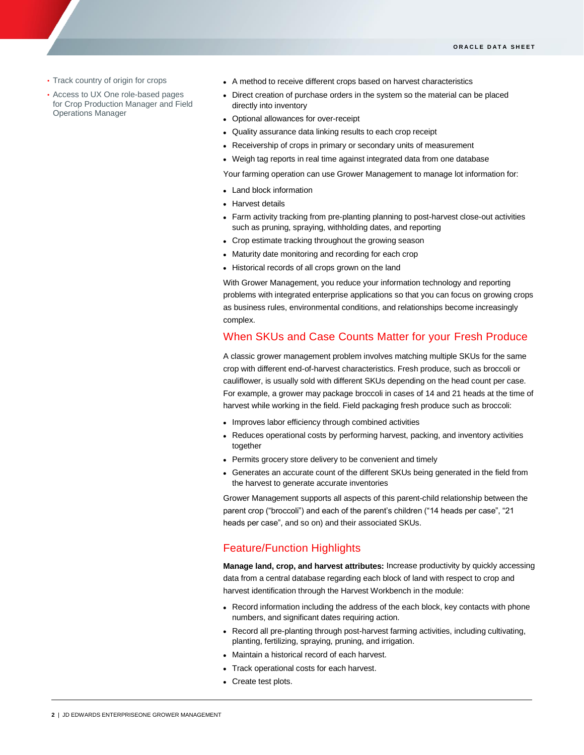- Track country of origin for crops
- Access to UX One role-based pages for Crop Production Manager and Field Operations Manager

- A method to receive different crops based on harvest characteristics
- Direct creation of purchase orders in the system so the material can be placed directly into inventory
- Optional allowances for over-receipt
- Quality assurance data linking results to each crop receipt
- Receivership of crops in primary or secondary units of measurement
- Weigh tag reports in real time against integrated data from one database

Your farming operation can use Grower Management to manage lot information for:

- Land block information
- Harvest details
- Farm activity tracking from pre-planting planning to post-harvest close-out activities such as pruning, spraying, withholding dates, and reporting
- Crop estimate tracking throughout the growing season
- Maturity date monitoring and recording for each crop
- Historical records of all crops grown on the land

With Grower Management, you reduce your information technology and reporting problems with integrated enterprise applications so that you can focus on growing crops as business rules, environmental conditions, and relationships become increasingly complex.

## When SKUs and Case Counts Matter for your Fresh Produce

A classic grower management problem involves matching multiple SKUs for the same crop with different end-of-harvest characteristics. Fresh produce, such as broccoli or cauliflower, is usually sold with different SKUs depending on the head count per case. For example, a grower may package broccoli in cases of 14 and 21 heads at the time of harvest while working in the field. Field packaging fresh produce such as broccoli:

- Improves labor efficiency through combined activities
- Reduces operational costs by performing harvest, packing, and inventory activities together
- Permits grocery store delivery to be convenient and timely
- Generates an accurate count of the different SKUs being generated in the field from the harvest to generate accurate inventories

Grower Management supports all aspects of this parent-child relationship between the parent crop ("broccoli") and each of the parent's children ("14 heads per case", "21 heads per case", and so on) and their associated SKUs.

## Feature/Function Highlights

**Manage land, crop, and harvest attributes:** Increase productivity by quickly accessing data from a central database regarding each block of land with respect to crop and harvest identification through the Harvest Workbench in the module:

- Record information including the address of the each block, key contacts with phone numbers, and significant dates requiring action.
- Record all pre-planting through post-harvest farming activities, including cultivating, planting, fertilizing, spraying, pruning, and irrigation.
- Maintain a historical record of each harvest.
- Track operational costs for each harvest.
- Create test plots.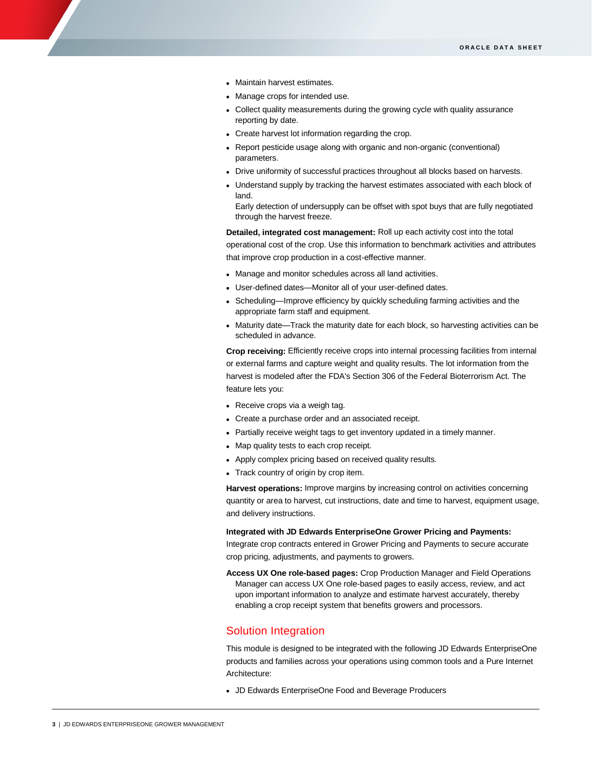- Maintain harvest estimates.
- Manage crops for intended use.
- Collect quality measurements during the growing cycle with quality assurance reporting by date.
- Create harvest lot information regarding the crop.
- Report pesticide usage along with organic and non-organic (conventional) parameters.
- Drive uniformity of successful practices throughout all blocks based on harvests.
- Understand supply by tracking the harvest estimates associated with each block of land.
  Early detection of undersupply can be offset with spot buys that are fully negotiated through the harvest freeze.

**Detailed, integrated cost management:** Roll up each activity cost into the total operational cost of the crop. Use this information to benchmark activities and attributes that improve crop production in a cost-effective manner.

- Manage and monitor schedules across all land activities.
- User-defined dates—Monitor all of your user-defined dates.
- Scheduling—Improve efficiency by quickly scheduling farming activities and the appropriate farm staff and equipment.
- Maturity date—Track the maturity date for each block, so harvesting activities can be scheduled in advance.

**Crop receiving:** Efficiently receive crops into internal processing facilities from internal or external farms and capture weight and quality results. The lot information from the harvest is modeled after the FDA's Section 306 of the Federal Bioterrorism Act. The feature lets you:

- Receive crops via a weigh tag.
- Create a purchase order and an associated receipt.
- Partially receive weight tags to get inventory updated in a timely manner.
- Map quality tests to each crop receipt.
- Apply complex pricing based on received quality results.
- Track country of origin by crop item.

**Harvest operations:** Improve margins by increasing control on activities concerning quantity or area to harvest, cut instructions, date and time to harvest, equipment usage, and delivery instructions.

**Integrated with JD Edwards EnterpriseOne Grower Pricing and Payments:** Integrate crop contracts entered in Grower Pricing and Payments to secure accurate crop pricing, adjustments, and payments to growers.

**Access UX One role-based pages:** Crop Production Manager and Field Operations Manager can access UX One role-based pages to easily access, review, and act upon important information to analyze and estimate harvest accurately, thereby enabling a crop receipt system that benefits growers and processors.

## Solution Integration

This module is designed to be integrated with the following JD Edwards EnterpriseOne products and families across your operations using common tools and a Pure Internet Architecture:

- JD Edwards EnterpriseOne Food and Beverage Producers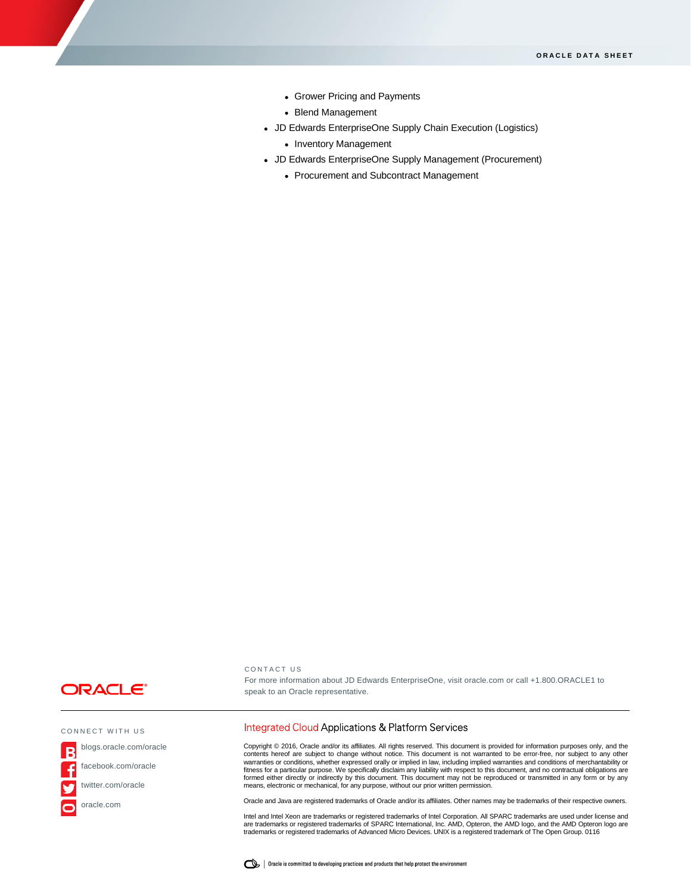- Grower Pricing and Payments
    - Blend Management
- JD Edwards EnterpriseOne Supply Chain Execution (Logistics)
    - Inventory Management
- JD Edwards EnterpriseOne Supply Management (Procurement)
    - Procurement and Subcontract Management

ORACLE

CONTACT US

For more information about JD Edwards EnterpriseOne, visit oracle.com or call +1.800.ORACLE1 to speak to an Oracle representative.

CONNECT WITH US

blogs.oracle.com/oracle

facebook.com/oracle

twitter.com/oracle

oracle.com

Integrated Cloud Applications & Platform Services

Copyright © 2016, Oracle and/or its affiliates. All rights reserved. This document is provided for information purposes only, and the contents hereof are subject to change without notice. This document is not warranted to be error-free, nor subject to any other warranties or conditions, whether expressed orally or implied in law, including implied warranties and conditions of merchantability or fitness for a particular purpose. We specifically disclaim any liability with respect to this document, and no contractual obligations are formed either directly or indirectly by this document. This document may not be reproduced or transmitted in any form or by any means, electronic or mechanical, for any purpose, without our prior written permission.

Oracle and Java are registered trademarks of Oracle and/or its affiliates. Other names may be trademarks of their respective owners.

Intel and Intel Xeon are trademarks or registered trademarks of Intel Corporation. All SPARC trademarks are used under license and are trademarks or registered trademarks of SPARC International, Inc. AMD, Opteron, the AMD logo, and the AMD Opteron logo are trademarks or registered trademarks of Advanced Micro Devices. UNIX is a registered trademark of The Open Group. 0116

Oracle is committed to developing practices and products that help protect the environment